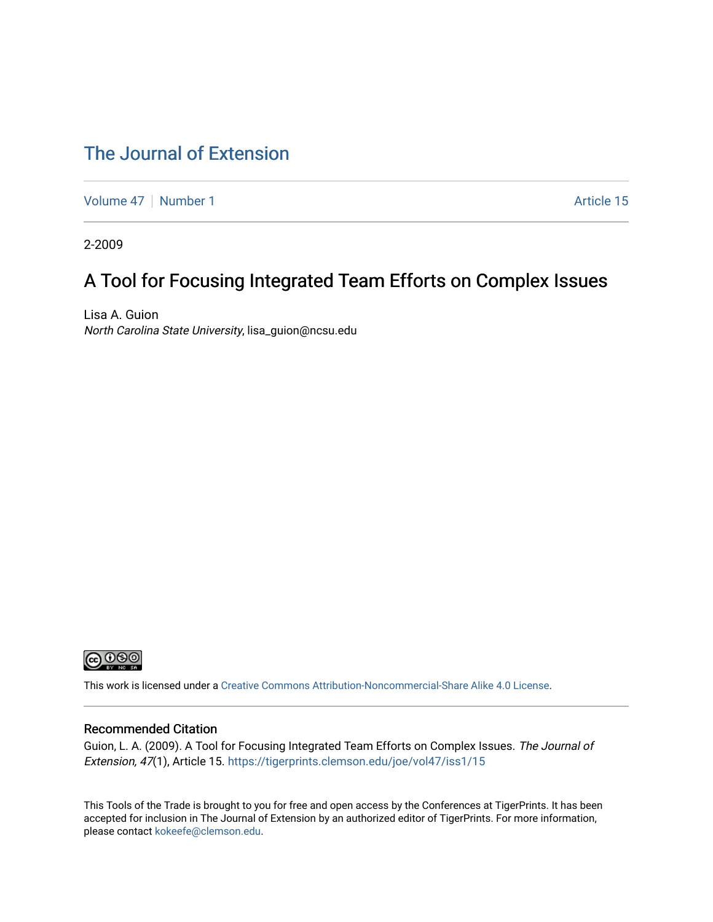# The Journal of Extension

Volume 47 | Number 1 | Article 15

2-2009

## A Tool for Focusing Integrated Team Efforts on Complex Issues

Lisa A. Guion
*North Carolina State University*, lisa_guion@ncsu.edu

This work is licensed under a Creative Commons Attribution-Noncommercial-Share Alike 4.0 License.

### Recommended Citation

Guion, L. A. (2009). A Tool for Focusing Integrated Team Efforts on Complex Issues. *The Journal of Extension, 47*(1), Article 15. https://tigerprints.clemson.edu/joe/vol47/iss1/15

This Tools of the Trade is brought to you for free and open access by the Conferences at TigerPrints. It has been accepted for inclusion in The Journal of Extension by an authorized editor of TigerPrints. For more information, please contact kokeefe@clemson.edu.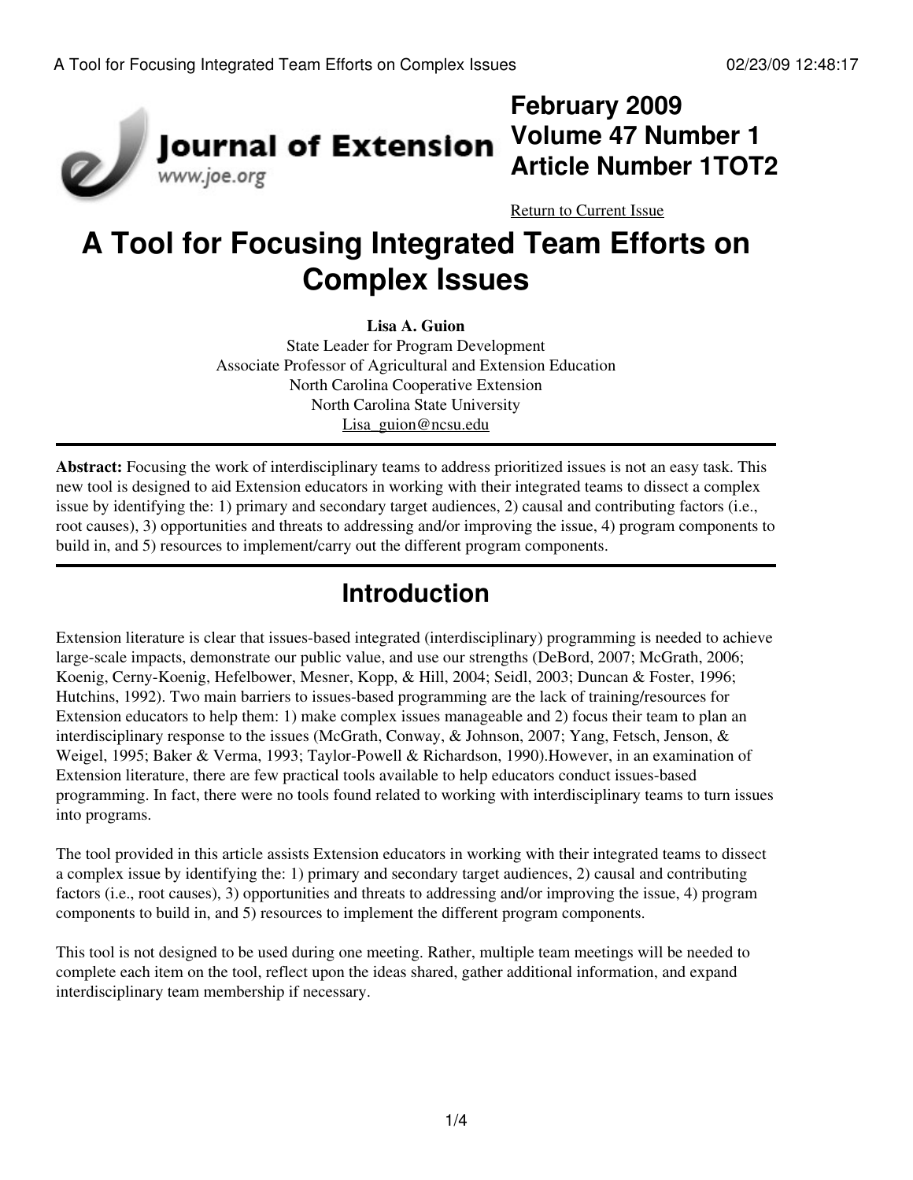# A Tool for Focusing Integrated Team Efforts on Complex Issues

**Lisa A. Guion**
State Leader for Program Development
Associate Professor of Agricultural and Extension Education
North Carolina Cooperative Extension
North Carolina State University
Lisa_guion@ncsu.edu

**Abstract:** Focusing the work of interdisciplinary teams to address prioritized issues is not an easy task. This new tool is designed to aid Extension educators in working with their integrated teams to dissect a complex issue by identifying the: 1) primary and secondary target audiences, 2) causal and contributing factors (i.e., root causes), 3) opportunities and threats to addressing and/or improving the issue, 4) program components to build in, and 5) resources to implement/carry out the different program components.

## Introduction

Extension literature is clear that issues-based integrated (interdisciplinary) programming is needed to achieve large-scale impacts, demonstrate our public value, and use our strengths (DeBord, 2007; McGrath, 2006; Koenig, Cerny-Koenig, Hefelbower, Mesner, Kopp, & Hill, 2004; Seidl, 2003; Duncan & Foster, 1996; Hutchins, 1992). Two main barriers to issues-based programming are the lack of training/resources for Extension educators to help them: 1) make complex issues manageable and 2) focus their team to plan an interdisciplinary response to the issues (McGrath, Conway, & Johnson, 2007; Yang, Fetsch, Jenson, & Weigel, 1995; Baker & Verma, 1993; Taylor-Powell & Richardson, 1990).However, in an examination of Extension literature, there are few practical tools available to help educators conduct issues-based programming. In fact, there were no tools found related to working with interdisciplinary teams to turn issues into programs.

The tool provided in this article assists Extension educators in working with their integrated teams to dissect a complex issue by identifying the: 1) primary and secondary target audiences, 2) causal and contributing factors (i.e., root causes), 3) opportunities and threats to addressing and/or improving the issue, 4) program components to build in, and 5) resources to implement the different program components.

This tool is not designed to be used during one meeting. Rather, multiple team meetings will be needed to complete each item on the tool, reflect upon the ideas shared, gather additional information, and expand interdisciplinary team membership if necessary.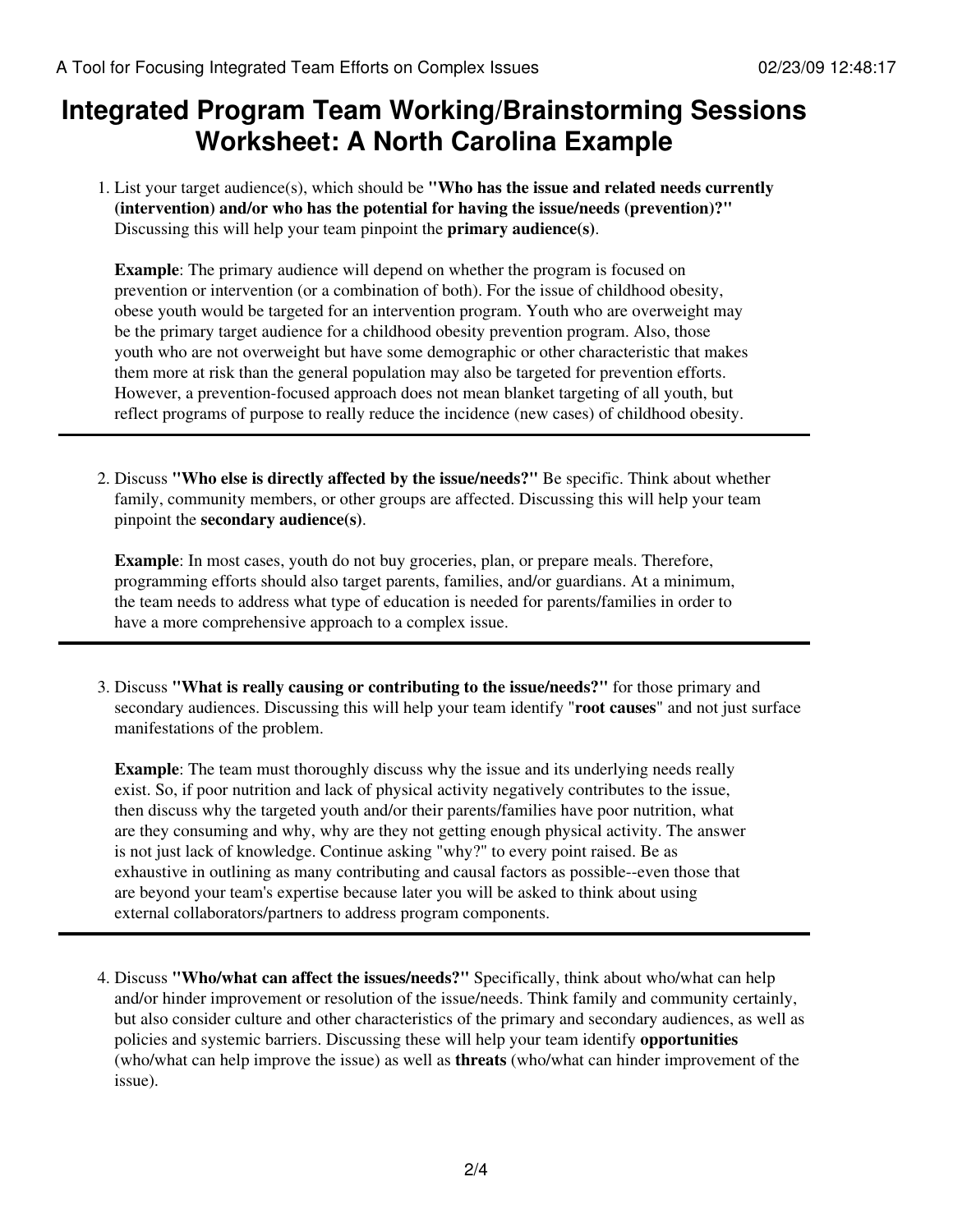# Integrated Program Team Working/Brainstorming Sessions Worksheet: A North Carolina Example

1. List your target audience(s), which should be **"Who has the issue and related needs currently (intervention) and/or who has the potential for having the issue/needs (prevention)?"** Discussing this will help your team pinpoint the **primary audience(s)**.

   **Example**: The primary audience will depend on whether the program is focused on prevention or intervention (or a combination of both). For the issue of childhood obesity, obese youth would be targeted for an intervention program. Youth who are overweight may be the primary target audience for a childhood obesity prevention program. Also, those youth who are not overweight but have some demographic or other characteristic that makes them more at risk than the general population may also be targeted for prevention efforts. However, a prevention-focused approach does not mean blanket targeting of all youth, but reflect programs of purpose to really reduce the incidence (new cases) of childhood obesity.

---

2. Discuss **"Who else is directly affected by the issue/needs?"** Be specific. Think about whether family, community members, or other groups are affected. Discussing this will help your team pinpoint the **secondary audience(s)**.

   **Example**: In most cases, youth do not buy groceries, plan, or prepare meals. Therefore, programming efforts should also target parents, families, and/or guardians. At a minimum, the team needs to address what type of education is needed for parents/families in order to have a more comprehensive approach to a complex issue.

---

3. Discuss **"What is really causing or contributing to the issue/needs?"** for those primary and secondary audiences. Discussing this will help your team identify "**root causes**" and not just surface manifestations of the problem.

   **Example**: The team must thoroughly discuss why the issue and its underlying needs really exist. So, if poor nutrition and lack of physical activity negatively contributes to the issue, then discuss why the targeted youth and/or their parents/families have poor nutrition, what are they consuming and why, why are they not getting enough physical activity. The answer is not just lack of knowledge. Continue asking "why?" to every point raised. Be as exhaustive in outlining as many contributing and causal factors as possible--even those that are beyond your team's expertise because later you will be asked to think about using external collaborators/partners to address program components.

---

4. Discuss **"Who/what can affect the issues/needs?"** Specifically, think about who/what can help and/or hinder improvement or resolution of the issue/needs. Think family and community certainly, but also consider culture and other characteristics of the primary and secondary audiences, as well as policies and systemic barriers. Discussing these will help your team identify **opportunities** (who/what can help improve the issue) as well as **threats** (who/what can hinder improvement of the issue).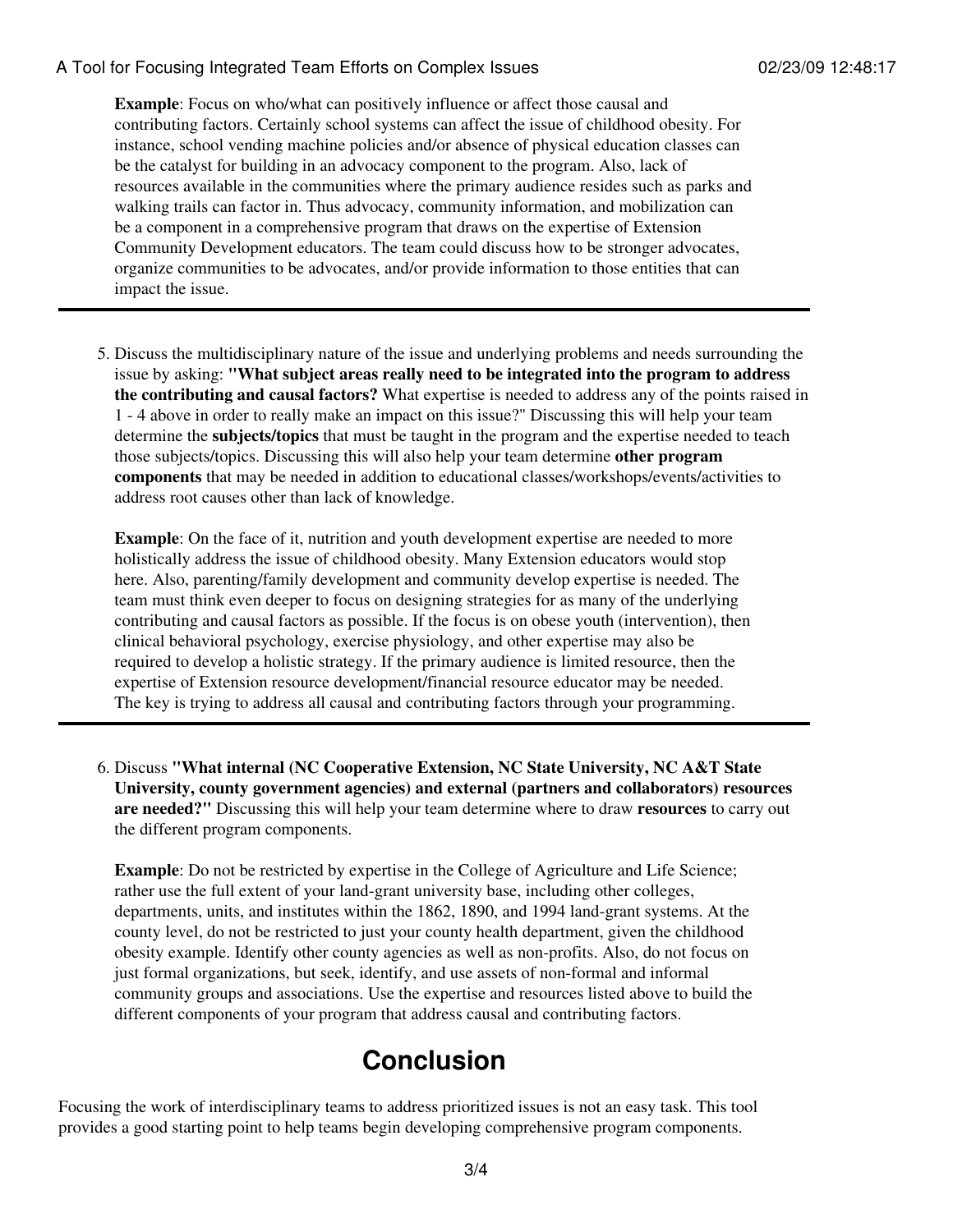**Example**: Focus on who/what can positively influence or affect those causal and contributing factors. Certainly school systems can affect the issue of childhood obesity. For instance, school vending machine policies and/or absence of physical education classes can be the catalyst for building in an advocacy component to the program. Also, lack of resources available in the communities where the primary audience resides such as parks and walking trails can factor in. Thus advocacy, community information, and mobilization can be a component in a comprehensive program that draws on the expertise of Extension Community Development educators. The team could discuss how to be stronger advocates, organize communities to be advocates, and/or provide information to those entities that can impact the issue.

---

5. Discuss the multidisciplinary nature of the issue and underlying problems and needs surrounding the issue by asking: **"What subject areas really need to be integrated into the program to address the contributing and causal factors?** What expertise is needed to address any of the points raised in 1 - 4 above in order to really make an impact on this issue?" Discussing this will help your team determine the **subjects/topics** that must be taught in the program and the expertise needed to teach those subjects/topics. Discussing this will also help your team determine **other program components** that may be needed in addition to educational classes/workshops/events/activities to address root causes other than lack of knowledge.

   **Example**: On the face of it, nutrition and youth development expertise are needed to more holistically address the issue of childhood obesity. Many Extension educators would stop here. Also, parenting/family development and community develop expertise is needed. The team must think even deeper to focus on designing strategies for as many of the underlying contributing and causal factors as possible. If the focus is on obese youth (intervention), then clinical behavioral psychology, exercise physiology, and other expertise may also be required to develop a holistic strategy. If the primary audience is limited resource, then the expertise of Extension resource development/financial resource educator may be needed. The key is trying to address all causal and contributing factors through your programming.

---

6. Discuss **"What internal (NC Cooperative Extension, NC State University, NC A&T State University, county government agencies) and external (partners and collaborators) resources are needed?"** Discussing this will help your team determine where to draw **resources** to carry out the different program components.

   **Example**: Do not be restricted by expertise in the College of Agriculture and Life Science; rather use the full extent of your land-grant university base, including other colleges, departments, units, and institutes within the 1862, 1890, and 1994 land-grant systems. At the county level, do not be restricted to just your county health department, given the childhood obesity example. Identify other county agencies as well as non-profits. Also, do not focus on just formal organizations, but seek, identify, and use assets of non-formal and informal community groups and associations. Use the expertise and resources listed above to build the different components of your program that address causal and contributing factors.

## Conclusion

Focusing the work of interdisciplinary teams to address prioritized issues is not an easy task. This tool provides a good starting point to help teams begin developing comprehensive program components.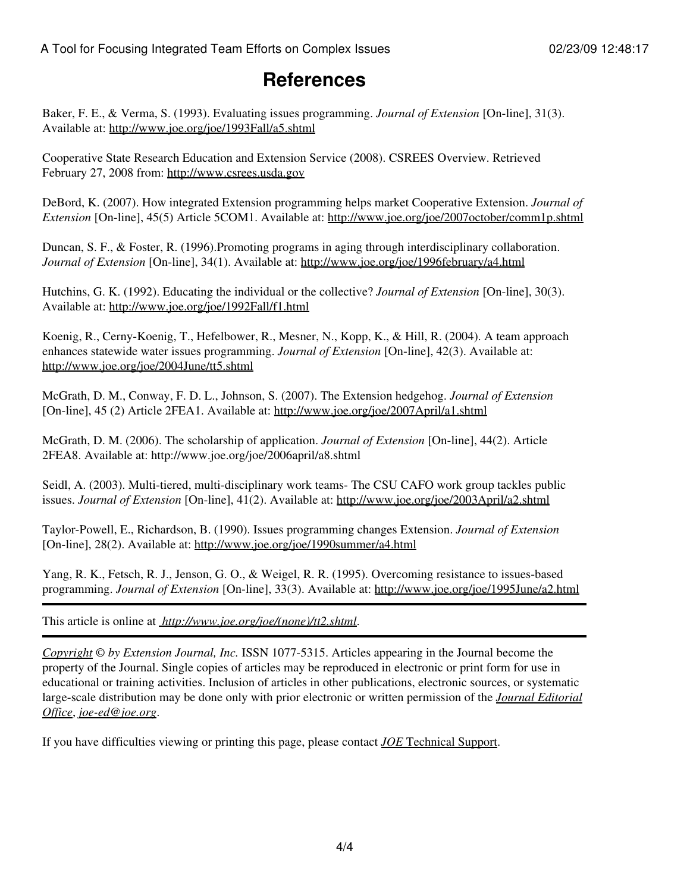# References

Baker, F. E., & Verma, S. (1993). Evaluating issues programming. *Journal of Extension* [On-line], 31(3). Available at: http://www.joe.org/joe/1993Fall/a5.shtml

Cooperative State Research Education and Extension Service (2008). CSREES Overview. Retrieved February 27, 2008 from: http://www.csrees.usda.gov

DeBord, K. (2007). How integrated Extension programming helps market Cooperative Extension. *Journal of Extension* [On-line], 45(5) Article 5COM1. Available at: http://www.joe.org/joe/2007october/comm1p.shtml

Duncan, S. F., & Foster, R. (1996).Promoting programs in aging through interdisciplinary collaboration. *Journal of Extension* [On-line], 34(1). Available at: http://www.joe.org/joe/1996february/a4.html

Hutchins, G. K. (1992). Educating the individual or the collective? *Journal of Extension* [On-line], 30(3). Available at: http://www.joe.org/joe/1992Fall/f1.html

Koenig, R., Cerny-Koenig, T., Hefelbower, R., Mesner, N., Kopp, K., & Hill, R. (2004). A team approach enhances statewide water issues programming. *Journal of Extension* [On-line], 42(3). Available at: http://www.joe.org/joe/2004June/tt5.shtml

McGrath, D. M., Conway, F. D. L., Johnson, S. (2007). The Extension hedgehog. *Journal of Extension* [On-line], 45 (2) Article 2FEA1. Available at: http://www.joe.org/joe/2007April/a1.shtml

McGrath, D. M. (2006). The scholarship of application. *Journal of Extension* [On-line], 44(2). Article 2FEA8. Available at: http://www.joe.org/joe/2006april/a8.shtml

Seidl, A. (2003). Multi-tiered, multi-disciplinary work teams- The CSU CAFO work group tackles public issues. *Journal of Extension* [On-line], 41(2). Available at: http://www.joe.org/joe/2003April/a2.shtml

Taylor-Powell, E., Richardson, B. (1990). Issues programming changes Extension. *Journal of Extension* [On-line], 28(2). Available at: http://www.joe.org/joe/1990summer/a4.html

Yang, R. K., Fetsch, R. J., Jenson, G. O., & Weigel, R. R. (1995). Overcoming resistance to issues-based programming. *Journal of Extension* [On-line], 33(3). Available at: http://www.joe.org/joe/1995June/a2.html

---

This article is online at *http://www.joe.org/joe/(none)/tt2.shtml*.

---

*Copyright* © *by Extension Journal, Inc.* ISSN 1077-5315. Articles appearing in the Journal become the property of the Journal. Single copies of articles may be reproduced in electronic or print form for use in educational or training activities. Inclusion of articles in other publications, electronic sources, or systematic large-scale distribution may be done only with prior electronic or written permission of the *Journal Editorial Office*, *joe-ed@joe.org*.

If you have difficulties viewing or printing this page, please contact *JOE* Technical Support.